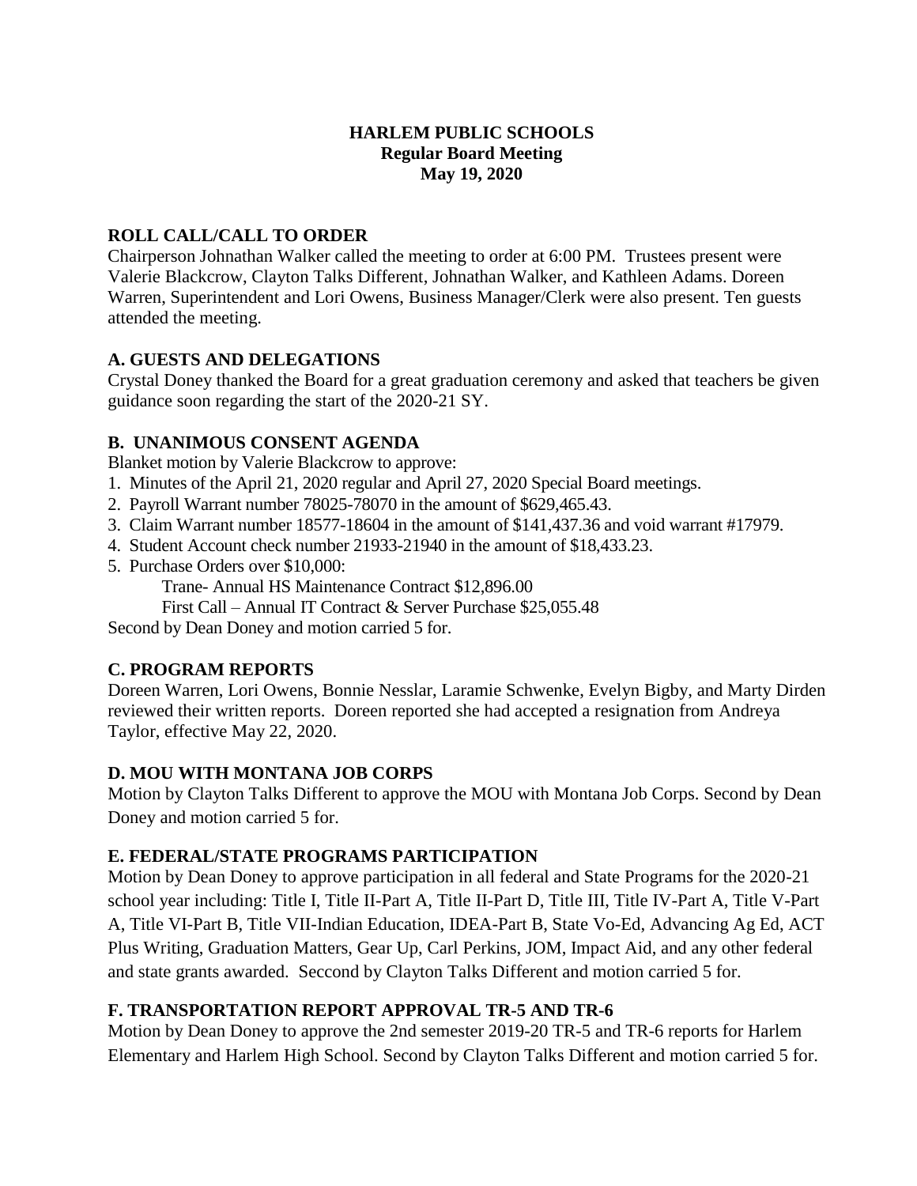**HARLEM PUBLIC SCHOOLS**
**Regular Board Meeting**
**May 19, 2020**

## ROLL CALL/CALL TO ORDER

Chairperson Johnathan Walker called the meeting to order at 6:00 PM. Trustees present were Valerie Blackcrow, Clayton Talks Different, Johnathan Walker, and Kathleen Adams. Doreen Warren, Superintendent and Lori Owens, Business Manager/Clerk were also present. Ten guests attended the meeting.

## A. GUESTS AND DELEGATIONS

Crystal Doney thanked the Board for a great graduation ceremony and asked that teachers be given guidance soon regarding the start of the 2020-21 SY.

## B. UNANIMOUS CONSENT AGENDA

Blanket motion by Valerie Blackcrow to approve:

1. Minutes of the April 21, 2020 regular and April 27, 2020 Special Board meetings.
2. Payroll Warrant number 78025-78070 in the amount of $629,465.43.
3. Claim Warrant number 18577-18604 in the amount of $141,437.36 and void warrant #17979.
4. Student Account check number 21933-21940 in the amount of $18,433.23.
5. Purchase Orders over $10,000:
   Trane- Annual HS Maintenance Contract $12,896.00
   First Call – Annual IT Contract & Server Purchase $25,055.48

Second by Dean Doney and motion carried 5 for.

## C. PROGRAM REPORTS

Doreen Warren, Lori Owens, Bonnie Nesslar, Laramie Schwenke, Evelyn Bigby, and Marty Dirden reviewed their written reports. Doreen reported she had accepted a resignation from Andreya Taylor, effective May 22, 2020.

## D. MOU WITH MONTANA JOB CORPS

Motion by Clayton Talks Different to approve the MOU with Montana Job Corps. Second by Dean Doney and motion carried 5 for.

## E. FEDERAL/STATE PROGRAMS PARTICIPATION

Motion by Dean Doney to approve participation in all federal and State Programs for the 2020-21 school year including: Title I, Title II-Part A, Title II-Part D, Title III, Title IV-Part A, Title V-Part A, Title VI-Part B, Title VII-Indian Education, IDEA-Part B, State Vo-Ed, Advancing Ag Ed, ACT Plus Writing, Graduation Matters, Gear Up, Carl Perkins, JOM, Impact Aid, and any other federal and state grants awarded. Seccond by Clayton Talks Different and motion carried 5 for.

## F. TRANSPORTATION REPORT APPROVAL TR-5 AND TR-6

Motion by Dean Doney to approve the 2nd semester 2019-20 TR-5 and TR-6 reports for Harlem Elementary and Harlem High School. Second by Clayton Talks Different and motion carried 5 for.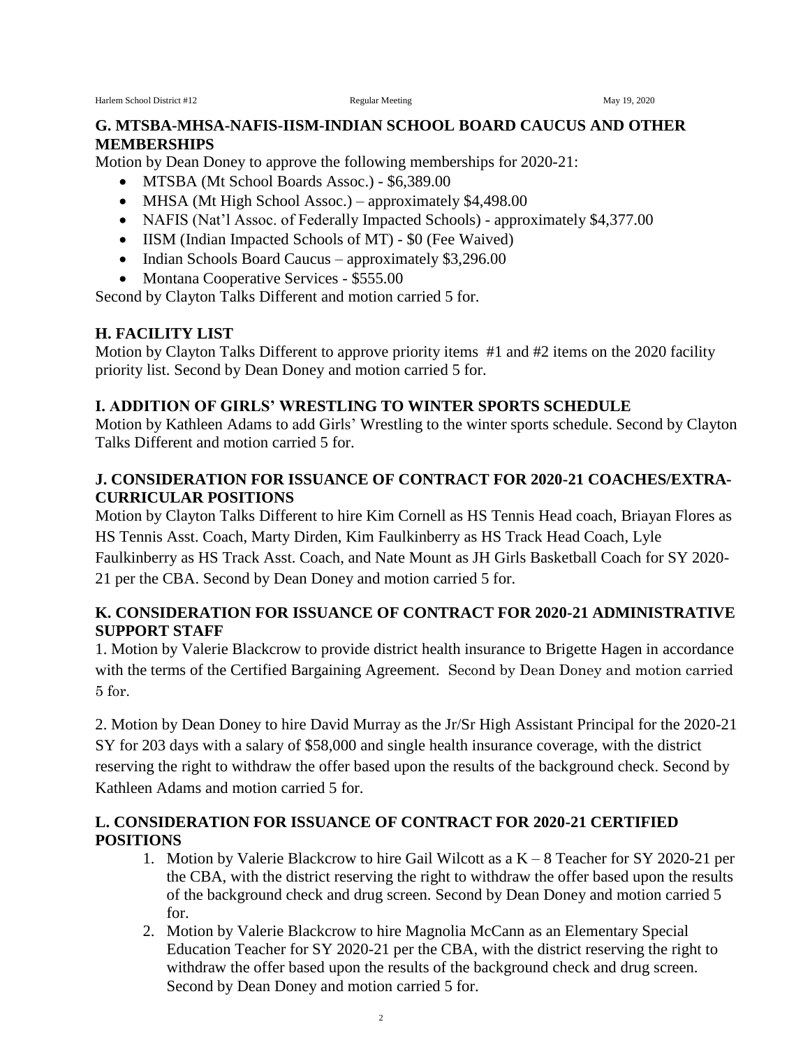## G. MTSBA-MHSA-NAFIS-IISM-INDIAN SCHOOL BOARD CAUCUS AND OTHER MEMBERSHIPS

Motion by Dean Doney to approve the following memberships for 2020-21:

- MTSBA (Mt School Boards Assoc.) - $6,389.00
- MHSA (Mt High School Assoc.) – approximately $4,498.00
- NAFIS (Nat'l Assoc. of Federally Impacted Schools) - approximately $4,377.00
- IISM (Indian Impacted Schools of MT) - $0 (Fee Waived)
- Indian Schools Board Caucus – approximately $3,296.00
- Montana Cooperative Services - $555.00

Second by Clayton Talks Different and motion carried 5 for.

## H. FACILITY LIST

Motion by Clayton Talks Different to approve priority items #1 and #2 items on the 2020 facility priority list. Second by Dean Doney and motion carried 5 for.

## I. ADDITION OF GIRLS' WRESTLING TO WINTER SPORTS SCHEDULE

Motion by Kathleen Adams to add Girls' Wrestling to the winter sports schedule. Second by Clayton Talks Different and motion carried 5 for.

## J. CONSIDERATION FOR ISSUANCE OF CONTRACT FOR 2020-21 COACHES/EXTRA-CURRICULAR POSITIONS

Motion by Clayton Talks Different to hire Kim Cornell as HS Tennis Head coach, Briayan Flores as HS Tennis Asst. Coach, Marty Dirden, Kim Faulkinberry as HS Track Head Coach, Lyle Faulkinberry as HS Track Asst. Coach, and Nate Mount as JH Girls Basketball Coach for SY 2020-21 per the CBA. Second by Dean Doney and motion carried 5 for.

## K. CONSIDERATION FOR ISSUANCE OF CONTRACT FOR 2020-21 ADMINISTRATIVE SUPPORT STAFF

1. Motion by Valerie Blackcrow to provide district health insurance to Brigette Hagen in accordance with the terms of the Certified Bargaining Agreement. Second by Dean Doney and motion carried 5 for.

2. Motion by Dean Doney to hire David Murray as the Jr/Sr High Assistant Principal for the 2020-21 SY for 203 days with a salary of $58,000 and single health insurance coverage, with the district reserving the right to withdraw the offer based upon the results of the background check. Second by Kathleen Adams and motion carried 5 for.

## L. CONSIDERATION FOR ISSUANCE OF CONTRACT FOR 2020-21 CERTIFIED POSITIONS

1. Motion by Valerie Blackcrow to hire Gail Wilcott as a K – 8 Teacher for SY 2020-21 per the CBA, with the district reserving the right to withdraw the offer based upon the results of the background check and drug screen. Second by Dean Doney and motion carried 5 for.
2. Motion by Valerie Blackcrow to hire Magnolia McCann as an Elementary Special Education Teacher for SY 2020-21 per the CBA, with the district reserving the right to withdraw the offer based upon the results of the background check and drug screen. Second by Dean Doney and motion carried 5 for.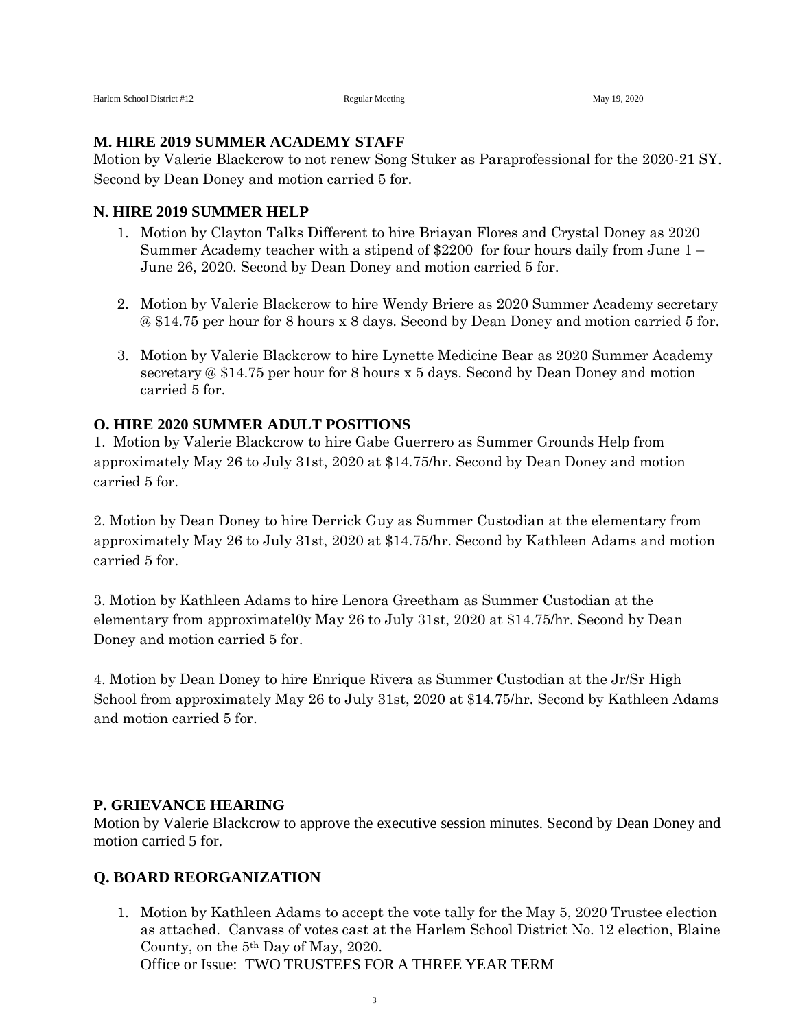## M. HIRE 2019 SUMMER ACADEMY STAFF

Motion by Valerie Blackcrow to not renew Song Stuker as Paraprofessional for the 2020-21 SY. Second by Dean Doney and motion carried 5 for.

## N. HIRE 2019 SUMMER HELP

1. Motion by Clayton Talks Different to hire Briayan Flores and Crystal Doney as 2020 Summer Academy teacher with a stipend of $2200 for four hours daily from June 1 – June 26, 2020. Second by Dean Doney and motion carried 5 for.

2. Motion by Valerie Blackcrow to hire Wendy Briere as 2020 Summer Academy secretary @ $14.75 per hour for 8 hours x 8 days. Second by Dean Doney and motion carried 5 for.

3. Motion by Valerie Blackcrow to hire Lynette Medicine Bear as 2020 Summer Academy secretary @ $14.75 per hour for 8 hours x 5 days. Second by Dean Doney and motion carried 5 for.

## O. HIRE 2020 SUMMER ADULT POSITIONS

1. Motion by Valerie Blackcrow to hire Gabe Guerrero as Summer Grounds Help from approximately May 26 to July 31st, 2020 at $14.75/hr. Second by Dean Doney and motion carried 5 for.

2. Motion by Dean Doney to hire Derrick Guy as Summer Custodian at the elementary from approximately May 26 to July 31st, 2020 at $14.75/hr. Second by Kathleen Adams and motion carried 5 for.

3. Motion by Kathleen Adams to hire Lenora Greetham as Summer Custodian at the elementary from approximatel0y May 26 to July 31st, 2020 at $14.75/hr. Second by Dean Doney and motion carried 5 for.

4. Motion by Dean Doney to hire Enrique Rivera as Summer Custodian at the Jr/Sr High School from approximately May 26 to July 31st, 2020 at $14.75/hr. Second by Kathleen Adams and motion carried 5 for.

## P. GRIEVANCE HEARING

Motion by Valerie Blackcrow to approve the executive session minutes. Second by Dean Doney and motion carried 5 for.

## Q. BOARD REORGANIZATION

1. Motion by Kathleen Adams to accept the vote tally for the May 5, 2020 Trustee election as attached. Canvass of votes cast at the Harlem School District No. 12 election, Blaine County, on the 5th Day of May, 2020.
   Office or Issue: TWO TRUSTEES FOR A THREE YEAR TERM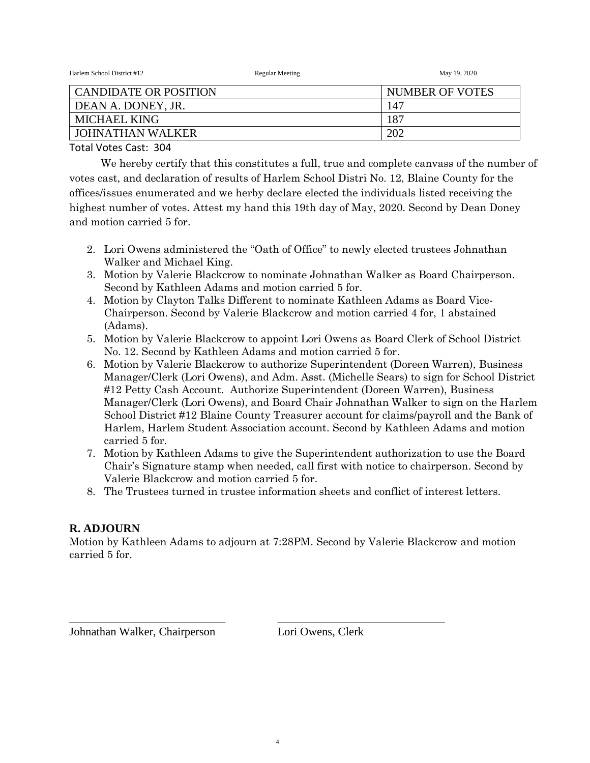| CANDIDATE OR POSITION | NUMBER OF VOTES |
|---|---|
| DEAN A. DONEY, JR. | 147 |
| MICHAEL KING | 187 |
| JOHNATHAN WALKER | 202 |

Total Votes Cast: 304

We hereby certify that this constitutes a full, true and complete canvass of the number of votes cast, and declaration of results of Harlem School Distri No. 12, Blaine County for the offices/issues enumerated and we herby declare elected the individuals listed receiving the highest number of votes. Attest my hand this 19th day of May, 2020. Second by Dean Doney and motion carried 5 for.

2. Lori Owens administered the "Oath of Office" to newly elected trustees Johnathan Walker and Michael King.
3. Motion by Valerie Blackcrow to nominate Johnathan Walker as Board Chairperson. Second by Kathleen Adams and motion carried 5 for.
4. Motion by Clayton Talks Different to nominate Kathleen Adams as Board Vice-Chairperson. Second by Valerie Blackcrow and motion carried 4 for, 1 abstained (Adams).
5. Motion by Valerie Blackcrow to appoint Lori Owens as Board Clerk of School District No. 12. Second by Kathleen Adams and motion carried 5 for.
6. Motion by Valerie Blackcrow to authorize Superintendent (Doreen Warren), Business Manager/Clerk (Lori Owens), and Adm. Asst. (Michelle Sears) to sign for School District #12 Petty Cash Account. Authorize Superintendent (Doreen Warren), Business Manager/Clerk (Lori Owens), and Board Chair Johnathan Walker to sign on the Harlem School District #12 Blaine County Treasurer account for claims/payroll and the Bank of Harlem, Harlem Student Association account. Second by Kathleen Adams and motion carried 5 for.
7. Motion by Kathleen Adams to give the Superintendent authorization to use the Board Chair's Signature stamp when needed, call first with notice to chairperson. Second by Valerie Blackcrow and motion carried 5 for.
8. The Trustees turned in trustee information sheets and conflict of interest letters.

**R. ADJOURN**

Motion by Kathleen Adams to adjourn at 7:28PM. Second by Valerie Blackcrow and motion carried 5 for.

\_\_\_\_\_\_\_\_\_\_\_\_\_\_\_\_\_\_\_\_\_\_\_\_\_\_\_\_ \_\_\_\_\_\_\_\_\_\_\_\_\_\_\_\_\_\_\_\_\_\_\_\_\_\_\_\_\_\_

Johnathan Walker, Chairperson Lori Owens, Clerk